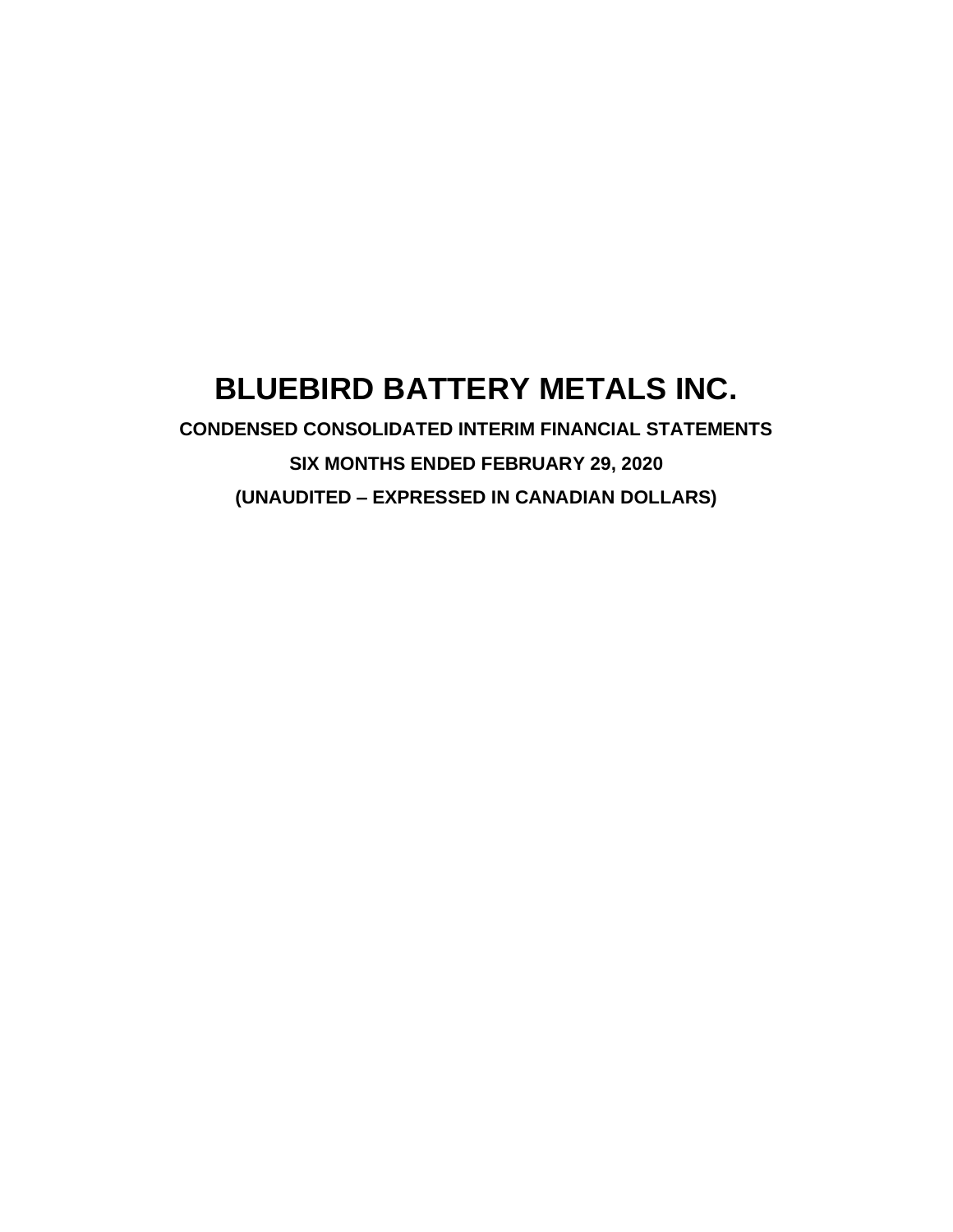# BLUEBIRD BATTERY METALS INC.

**CONDENSED CONSOLIDATED INTERIM FINANCIAL STATEMENTS**

**SIX MONTHS ENDED FEBRUARY 29, 2020**

**(UNAUDITED – EXPRESSED IN CANADIAN DOLLARS)**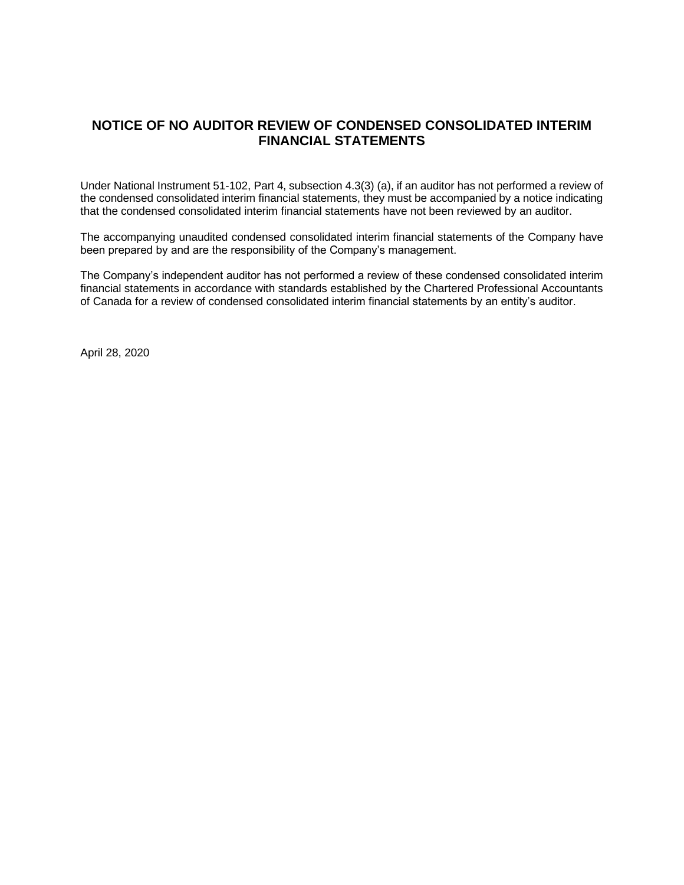# NOTICE OF NO AUDITOR REVIEW OF CONDENSED CONSOLIDATED INTERIM FINANCIAL STATEMENTS

Under National Instrument 51-102, Part 4, subsection 4.3(3) (a), if an auditor has not performed a review of the condensed consolidated interim financial statements, they must be accompanied by a notice indicating that the condensed consolidated interim financial statements have not been reviewed by an auditor.

The accompanying unaudited condensed consolidated interim financial statements of the Company have been prepared by and are the responsibility of the Company's management.

The Company's independent auditor has not performed a review of these condensed consolidated interim financial statements in accordance with standards established by the Chartered Professional Accountants of Canada for a review of condensed consolidated interim financial statements by an entity's auditor.

April 28, 2020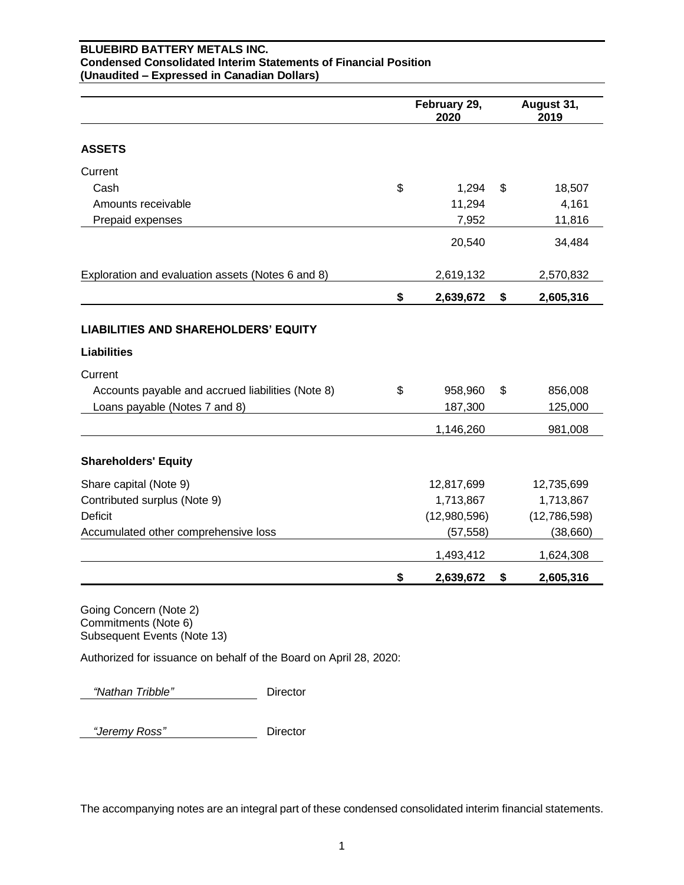**BLUEBIRD BATTERY METALS INC.**
**Condensed Consolidated Interim Statements of Financial Position**
**(Unaudited – Expressed in Canadian Dollars)**

| | February 29, 2020 | August 31, 2019 |
|---|---|---|
| **ASSETS** | | |
| Current | | |
| Cash | $ 1,294 | $ 18,507 |
| Amounts receivable | 11,294 | 4,161 |
| Prepaid expenses | 7,952 | 11,816 |
| | 20,540 | 34,484 |
| Exploration and evaluation assets (Notes 6 and 8) | 2,619,132 | 2,570,832 |
| | **$ 2,639,672** | **$ 2,605,316** |
| **LIABILITIES AND SHAREHOLDERS' EQUITY** | | |
| **Liabilities** | | |
| Current | | |
| Accounts payable and accrued liabilities (Note 8) | $ 958,960 | $ 856,008 |
| Loans payable (Notes 7 and 8) | 187,300 | 125,000 |
| | 1,146,260 | 981,008 |
| **Shareholders' Equity** | | |
| Share capital (Note 9) | 12,817,699 | 12,735,699 |
| Contributed surplus (Note 9) | 1,713,867 | 1,713,867 |
| Deficit | (12,980,596) | (12,786,598) |
| Accumulated other comprehensive loss | (57,558) | (38,660) |
| | 1,493,412 | 1,624,308 |
| | **$ 2,639,672** | **$ 2,605,316** |

Going Concern (Note 2)
Commitments (Note 6)
Subsequent Events (Note 13)

Authorized for issuance on behalf of the Board on April 28, 2020:

*"Nathan Tribble"* Director

*"Jeremy Ross"* Director

The accompanying notes are an integral part of these condensed consolidated interim financial statements.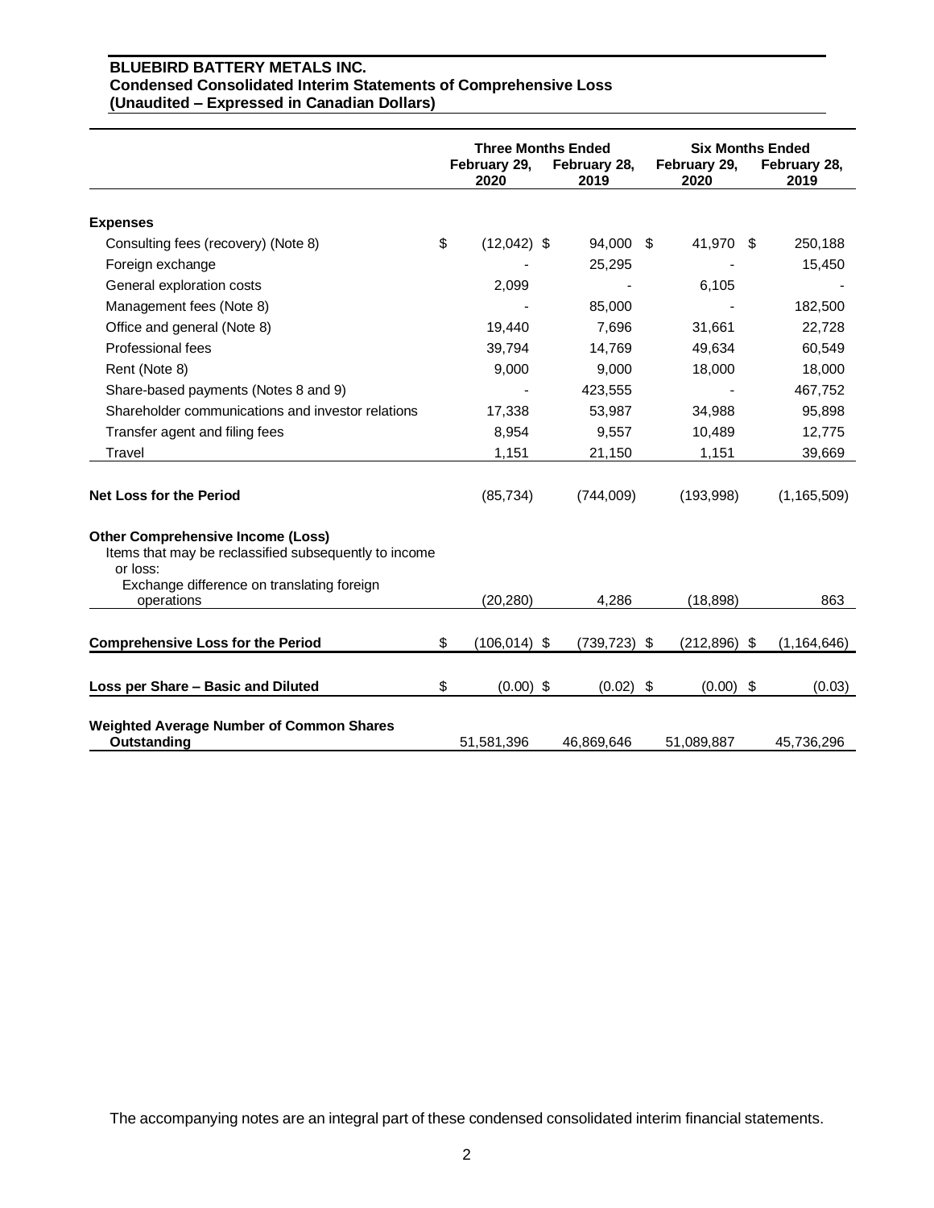**BLUEBIRD BATTERY METALS INC.**
**Condensed Consolidated Interim Statements of Comprehensive Loss**
**(Unaudited – Expressed in Canadian Dollars)**

| | Three Months Ended | | Six Months Ended | |
|---|---|---|---|---|
| | February 29, 2020 | February 28, 2019 | February 29, 2020 | February 28, 2019 |
| **Expenses** | | | | |
| Consulting fees (recovery) (Note 8) | $ (12,042) | $ 94,000 | $ 41,970 | $ 250,188 |
| Foreign exchange | - | 25,295 | - | 15,450 |
| General exploration costs | 2,099 | - | 6,105 | - |
| Management fees (Note 8) | - | 85,000 | - | 182,500 |
| Office and general (Note 8) | 19,440 | 7,696 | 31,661 | 22,728 |
| Professional fees | 39,794 | 14,769 | 49,634 | 60,549 |
| Rent (Note 8) | 9,000 | 9,000 | 18,000 | 18,000 |
| Share-based payments (Notes 8 and 9) | - | 423,555 | - | 467,752 |
| Shareholder communications and investor relations | 17,338 | 53,987 | 34,988 | 95,898 |
| Transfer agent and filing fees | 8,954 | 9,557 | 10,489 | 12,775 |
| Travel | 1,151 | 21,150 | 1,151 | 39,669 |
| **Net Loss for the Period** | (85,734) | (744,009) | (193,998) | (1,165,509) |
| **Other Comprehensive Income (Loss)** | | | | |
| Items that may be reclassified subsequently to income or loss: | | | | |
| Exchange difference on translating foreign operations | (20,280) | 4,286 | (18,898) | 863 |
| **Comprehensive Loss for the Period** | $ (106,014) | $ (739,723) | $ (212,896) | $ (1,164,646) |
| **Loss per Share – Basic and Diluted** | $ (0.00) | $ (0.02) | $ (0.00) | $ (0.03) |
| **Weighted Average Number of Common Shares Outstanding** | 51,581,396 | 46,869,646 | 51,089,887 | 45,736,296 |

The accompanying notes are an integral part of these condensed consolidated interim financial statements.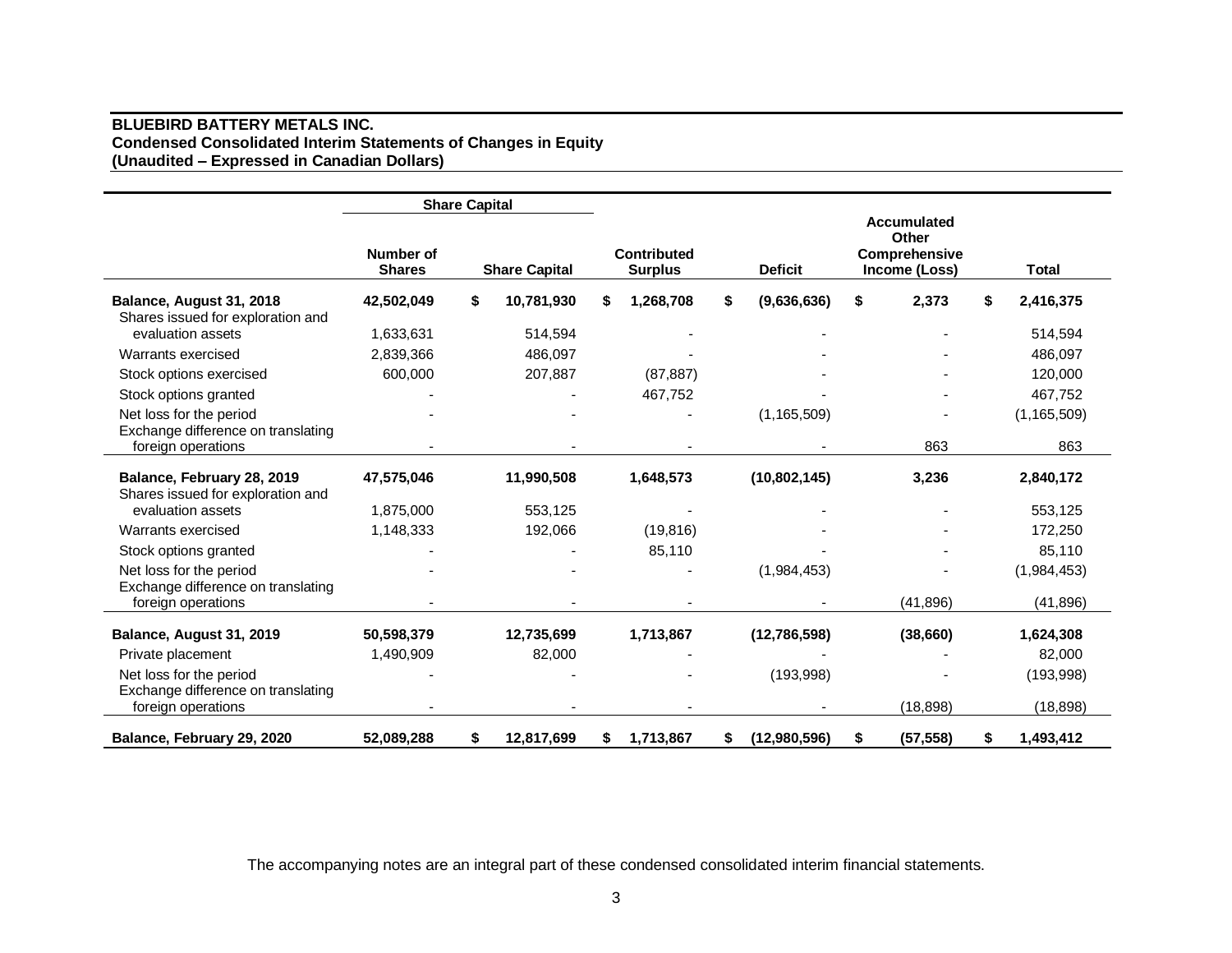**BLUEBIRD BATTERY METALS INC.**
**Condensed Consolidated Interim Statements of Changes in Equity**
**(Unaudited – Expressed in Canadian Dollars)**

| | Share Capital | | | | | |
|---|---|---|---|---|---|---|
| | **Number of Shares** | **Share Capital** | **Contributed Surplus** | **Deficit** | **Accumulated Other Comprehensive Income (Loss)** | **Total** |
| **Balance, August 31, 2018** | **42,502,049** | **$ 10,781,930** | **$ 1,268,708** | **$ (9,636,636)** | **$ 2,373** | **$ 2,416,375** |
| Shares issued for exploration and evaluation assets | 1,633,631 | 514,594 | - | - | - | 514,594 |
| Warrants exercised | 2,839,366 | 486,097 | - | - | - | 486,097 |
| Stock options exercised | 600,000 | 207,887 | (87,887) | - | - | 120,000 |
| Stock options granted | - | - | 467,752 | - | - | 467,752 |
| Net loss for the period | - | - | - | (1,165,509) | - | (1,165,509) |
| Exchange difference on translating foreign operations | - | - | - | - | 863 | 863 |
| **Balance, February 28, 2019** | **47,575,046** | **11,990,508** | **1,648,573** | **(10,802,145)** | **3,236** | **2,840,172** |
| Shares issued for exploration and evaluation assets | 1,875,000 | 553,125 | - | - | - | 553,125 |
| Warrants exercised | 1,148,333 | 192,066 | (19,816) | - | - | 172,250 |
| Stock options granted | - | - | 85,110 | - | - | 85,110 |
| Net loss for the period | - | - | - | (1,984,453) | - | (1,984,453) |
| Exchange difference on translating foreign operations | - | - | - | - | (41,896) | (41,896) |
| **Balance, August 31, 2019** | **50,598,379** | **12,735,699** | **1,713,867** | **(12,786,598)** | **(38,660)** | **1,624,308** |
| Private placement | 1,490,909 | 82,000 | - | - | - | 82,000 |
| Net loss for the period | - | - | - | (193,998) | - | (193,998) |
| Exchange difference on translating foreign operations | - | - | - | - | (18,898) | (18,898) |
| **Balance, February 29, 2020** | **52,089,288** | **$ 12,817,699** | **$ 1,713,867** | **$ (12,980,596)** | **$ (57,558)** | **$ 1,493,412** |

The accompanying notes are an integral part of these condensed consolidated interim financial statements.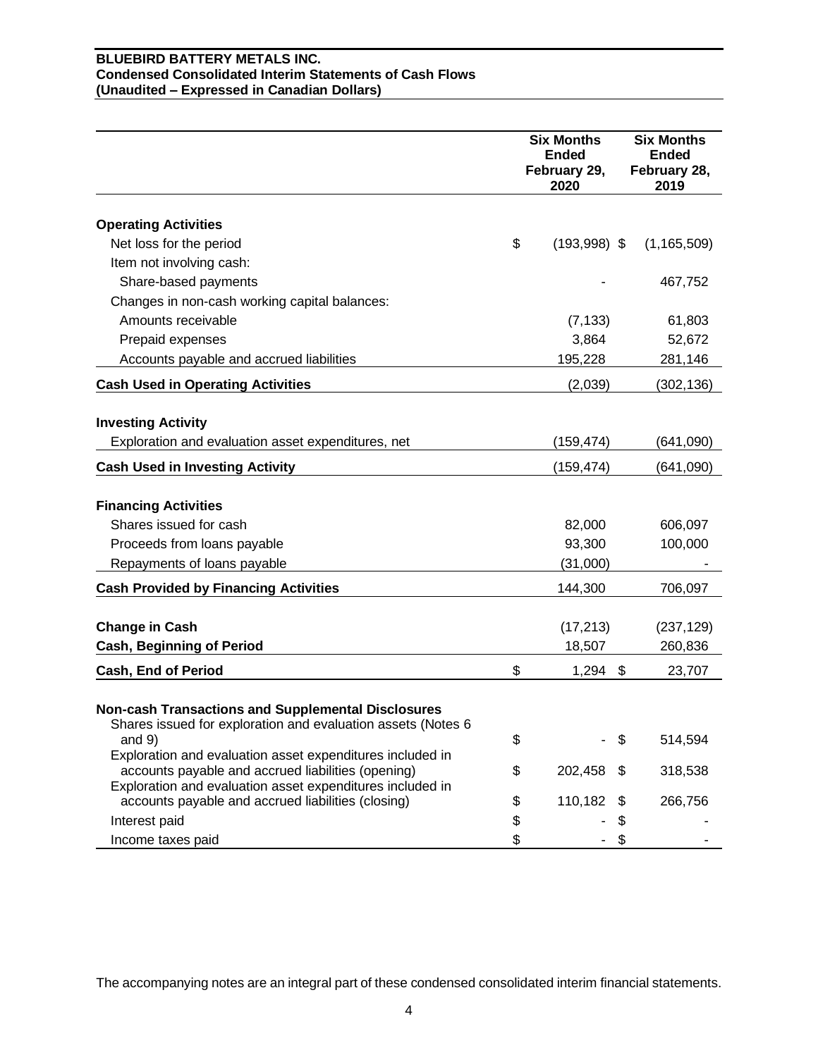**BLUEBIRD BATTERY METALS INC.**
**Condensed Consolidated Interim Statements of Cash Flows**
**(Unaudited – Expressed in Canadian Dollars)**

| | Six Months Ended February 29, 2020 | Six Months Ended February 28, 2019 |
|---|---|---|
| **Operating Activities** | | |
| Net loss for the period | $ (193,998) | $ (1,165,509) |
| Item not involving cash: | | |
| Share-based payments | - | 467,752 |
| Changes in non-cash working capital balances: | | |
| Amounts receivable | (7,133) | 61,803 |
| Prepaid expenses | 3,864 | 52,672 |
| Accounts payable and accrued liabilities | 195,228 | 281,146 |
| **Cash Used in Operating Activities** | (2,039) | (302,136) |
| **Investing Activity** | | |
| Exploration and evaluation asset expenditures, net | (159,474) | (641,090) |
| **Cash Used in Investing Activity** | (159,474) | (641,090) |
| **Financing Activities** | | |
| Shares issued for cash | 82,000 | 606,097 |
| Proceeds from loans payable | 93,300 | 100,000 |
| Repayments of loans payable | (31,000) | - |
| **Cash Provided by Financing Activities** | 144,300 | 706,097 |
| **Change in Cash** | (17,213) | (237,129) |
| **Cash, Beginning of Period** | 18,507 | 260,836 |
| **Cash, End of Period** | $ 1,294 | $ 23,707 |
| **Non-cash Transactions and Supplemental Disclosures** | | |
| Shares issued for exploration and evaluation assets (Notes 6 and 9) | $ - | $ 514,594 |
| Exploration and evaluation asset expenditures included in accounts payable and accrued liabilities (opening) | $ 202,458 | $ 318,538 |
| Exploration and evaluation asset expenditures included in accounts payable and accrued liabilities (closing) | $ 110,182 | $ 266,756 |
| Interest paid | $ - | $ - |
| Income taxes paid | $ - | $ - |

The accompanying notes are an integral part of these condensed consolidated interim financial statements.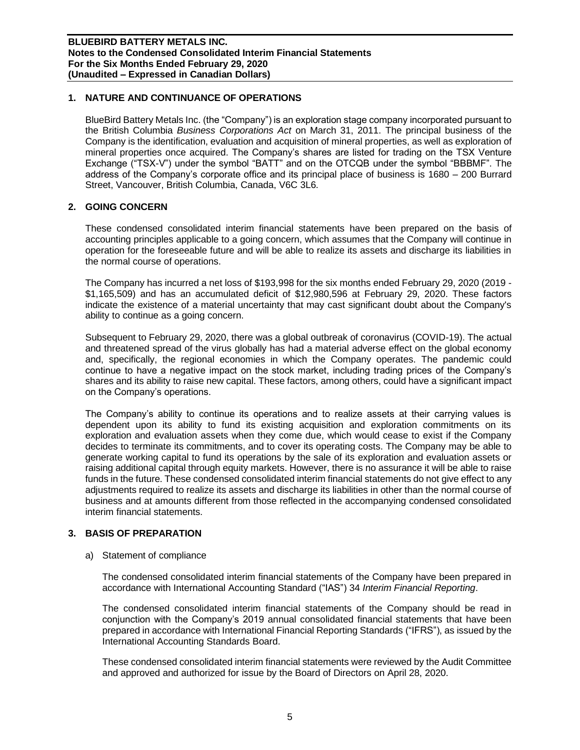## 1. NATURE AND CONTINUANCE OF OPERATIONS

BlueBird Battery Metals Inc. (the "Company") is an exploration stage company incorporated pursuant to the British Columbia *Business Corporations Act* on March 31, 2011. The principal business of the Company is the identification, evaluation and acquisition of mineral properties, as well as exploration of mineral properties once acquired. The Company's shares are listed for trading on the TSX Venture Exchange ("TSX-V") under the symbol "BATT" and on the OTCQB under the symbol "BBBMF". The address of the Company's corporate office and its principal place of business is 1680 – 200 Burrard Street, Vancouver, British Columbia, Canada, V6C 3L6.

## 2. GOING CONCERN

These condensed consolidated interim financial statements have been prepared on the basis of accounting principles applicable to a going concern, which assumes that the Company will continue in operation for the foreseeable future and will be able to realize its assets and discharge its liabilities in the normal course of operations.

The Company has incurred a net loss of $193,998 for the six months ended February 29, 2020 (2019 - $1,165,509) and has an accumulated deficit of $12,980,596 at February 29, 2020. These factors indicate the existence of a material uncertainty that may cast significant doubt about the Company's ability to continue as a going concern.

Subsequent to February 29, 2020, there was a global outbreak of coronavirus (COVID-19). The actual and threatened spread of the virus globally has had a material adverse effect on the global economy and, specifically, the regional economies in which the Company operates. The pandemic could continue to have a negative impact on the stock market, including trading prices of the Company's shares and its ability to raise new capital. These factors, among others, could have a significant impact on the Company's operations.

The Company's ability to continue its operations and to realize assets at their carrying values is dependent upon its ability to fund its existing acquisition and exploration commitments on its exploration and evaluation assets when they come due, which would cease to exist if the Company decides to terminate its commitments, and to cover its operating costs. The Company may be able to generate working capital to fund its operations by the sale of its exploration and evaluation assets or raising additional capital through equity markets. However, there is no assurance it will be able to raise funds in the future. These condensed consolidated interim financial statements do not give effect to any adjustments required to realize its assets and discharge its liabilities in other than the normal course of business and at amounts different from those reflected in the accompanying condensed consolidated interim financial statements.

## 3. BASIS OF PREPARATION

a) Statement of compliance

The condensed consolidated interim financial statements of the Company have been prepared in accordance with International Accounting Standard ("IAS") 34 *Interim Financial Reporting*.

The condensed consolidated interim financial statements of the Company should be read in conjunction with the Company's 2019 annual consolidated financial statements that have been prepared in accordance with International Financial Reporting Standards ("IFRS"), as issued by the International Accounting Standards Board.

These condensed consolidated interim financial statements were reviewed by the Audit Committee and approved and authorized for issue by the Board of Directors on April 28, 2020.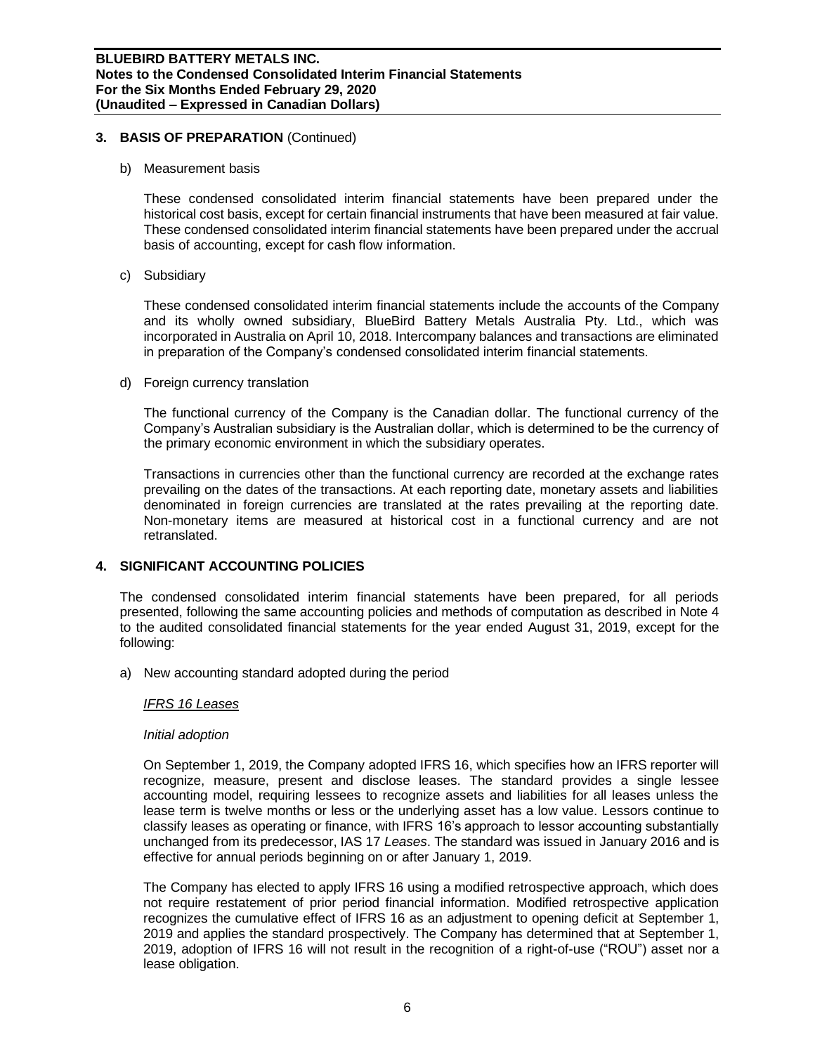## 3. BASIS OF PREPARATION (Continued)

b) Measurement basis

These condensed consolidated interim financial statements have been prepared under the historical cost basis, except for certain financial instruments that have been measured at fair value. These condensed consolidated interim financial statements have been prepared under the accrual basis of accounting, except for cash flow information.

c) Subsidiary

These condensed consolidated interim financial statements include the accounts of the Company and its wholly owned subsidiary, BlueBird Battery Metals Australia Pty. Ltd., which was incorporated in Australia on April 10, 2018. Intercompany balances and transactions are eliminated in preparation of the Company's condensed consolidated interim financial statements.

d) Foreign currency translation

The functional currency of the Company is the Canadian dollar. The functional currency of the Company's Australian subsidiary is the Australian dollar, which is determined to be the currency of the primary economic environment in which the subsidiary operates.

Transactions in currencies other than the functional currency are recorded at the exchange rates prevailing on the dates of the transactions. At each reporting date, monetary assets and liabilities denominated in foreign currencies are translated at the rates prevailing at the reporting date. Non-monetary items are measured at historical cost in a functional currency and are not retranslated.

## 4. SIGNIFICANT ACCOUNTING POLICIES

The condensed consolidated interim financial statements have been prepared, for all periods presented, following the same accounting policies and methods of computation as described in Note 4 to the audited consolidated financial statements for the year ended August 31, 2019, except for the following:

a) New accounting standard adopted during the period

*IFRS 16 Leases*

*Initial adoption*

On September 1, 2019, the Company adopted IFRS 16, which specifies how an IFRS reporter will recognize, measure, present and disclose leases. The standard provides a single lessee accounting model, requiring lessees to recognize assets and liabilities for all leases unless the lease term is twelve months or less or the underlying asset has a low value. Lessors continue to classify leases as operating or finance, with IFRS 16's approach to lessor accounting substantially unchanged from its predecessor, IAS 17 *Leases*. The standard was issued in January 2016 and is effective for annual periods beginning on or after January 1, 2019.

The Company has elected to apply IFRS 16 using a modified retrospective approach, which does not require restatement of prior period financial information. Modified retrospective application recognizes the cumulative effect of IFRS 16 as an adjustment to opening deficit at September 1, 2019 and applies the standard prospectively. The Company has determined that at September 1, 2019, adoption of IFRS 16 will not result in the recognition of a right-of-use ("ROU") asset nor a lease obligation.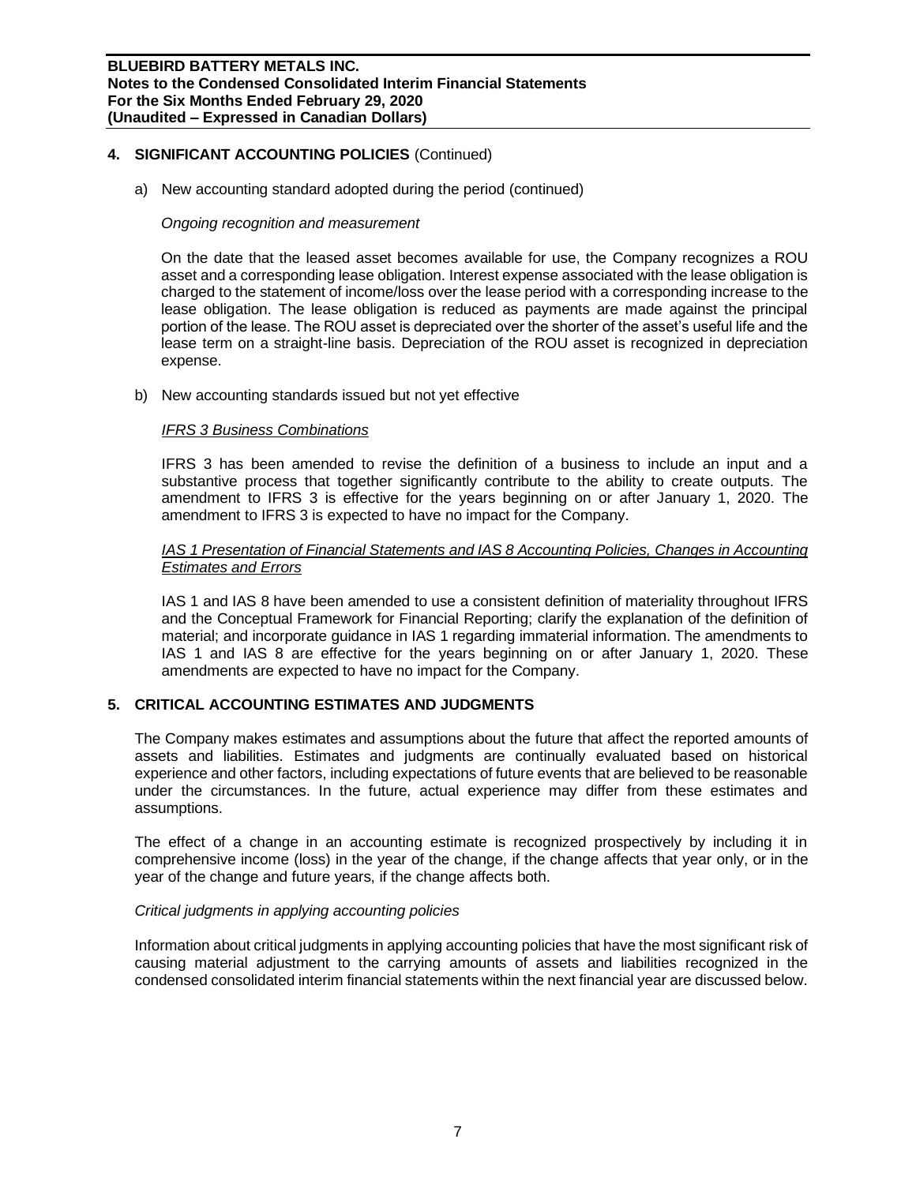## 4. SIGNIFICANT ACCOUNTING POLICIES (Continued)

a) New accounting standard adopted during the period (continued)

*Ongoing recognition and measurement*

On the date that the leased asset becomes available for use, the Company recognizes a ROU asset and a corresponding lease obligation. Interest expense associated with the lease obligation is charged to the statement of income/loss over the lease period with a corresponding increase to the lease obligation. The lease obligation is reduced as payments are made against the principal portion of the lease. The ROU asset is depreciated over the shorter of the asset's useful life and the lease term on a straight-line basis. Depreciation of the ROU asset is recognized in depreciation expense.

b) New accounting standards issued but not yet effective

*IFRS 3 Business Combinations*

IFRS 3 has been amended to revise the definition of a business to include an input and a substantive process that together significantly contribute to the ability to create outputs. The amendment to IFRS 3 is effective for the years beginning on or after January 1, 2020. The amendment to IFRS 3 is expected to have no impact for the Company.

*IAS 1 Presentation of Financial Statements and IAS 8 Accounting Policies, Changes in Accounting Estimates and Errors*

IAS 1 and IAS 8 have been amended to use a consistent definition of materiality throughout IFRS and the Conceptual Framework for Financial Reporting; clarify the explanation of the definition of material; and incorporate guidance in IAS 1 regarding immaterial information. The amendments to IAS 1 and IAS 8 are effective for the years beginning on or after January 1, 2020. These amendments are expected to have no impact for the Company.

## 5. CRITICAL ACCOUNTING ESTIMATES AND JUDGMENTS

The Company makes estimates and assumptions about the future that affect the reported amounts of assets and liabilities. Estimates and judgments are continually evaluated based on historical experience and other factors, including expectations of future events that are believed to be reasonable under the circumstances. In the future, actual experience may differ from these estimates and assumptions.

The effect of a change in an accounting estimate is recognized prospectively by including it in comprehensive income (loss) in the year of the change, if the change affects that year only, or in the year of the change and future years, if the change affects both.

*Critical judgments in applying accounting policies*

Information about critical judgments in applying accounting policies that have the most significant risk of causing material adjustment to the carrying amounts of assets and liabilities recognized in the condensed consolidated interim financial statements within the next financial year are discussed below.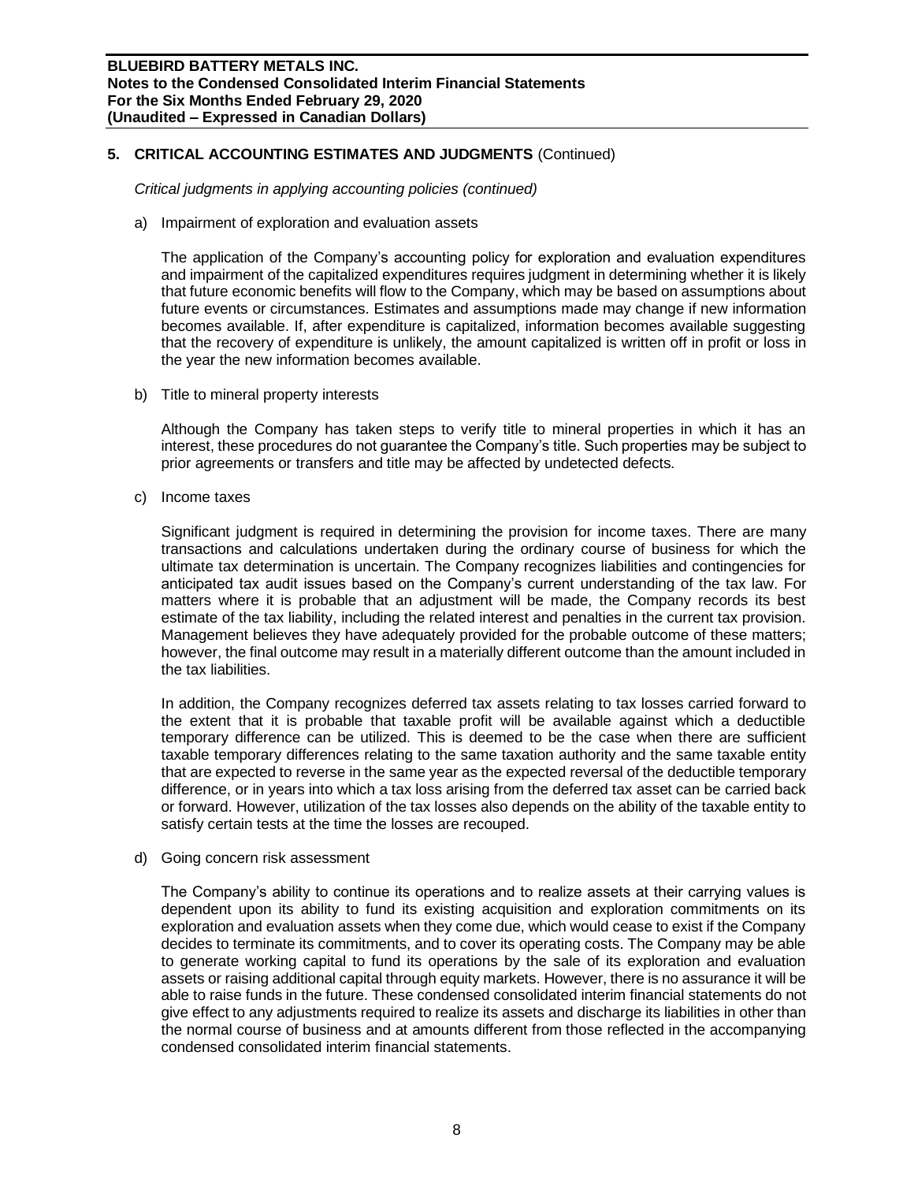## 5. CRITICAL ACCOUNTING ESTIMATES AND JUDGMENTS (Continued)

*Critical judgments in applying accounting policies (continued)*

a) Impairment of exploration and evaluation assets

The application of the Company's accounting policy for exploration and evaluation expenditures and impairment of the capitalized expenditures requires judgment in determining whether it is likely that future economic benefits will flow to the Company, which may be based on assumptions about future events or circumstances. Estimates and assumptions made may change if new information becomes available. If, after expenditure is capitalized, information becomes available suggesting that the recovery of expenditure is unlikely, the amount capitalized is written off in profit or loss in the year the new information becomes available.

b) Title to mineral property interests

Although the Company has taken steps to verify title to mineral properties in which it has an interest, these procedures do not guarantee the Company's title. Such properties may be subject to prior agreements or transfers and title may be affected by undetected defects.

c) Income taxes

Significant judgment is required in determining the provision for income taxes. There are many transactions and calculations undertaken during the ordinary course of business for which the ultimate tax determination is uncertain. The Company recognizes liabilities and contingencies for anticipated tax audit issues based on the Company's current understanding of the tax law. For matters where it is probable that an adjustment will be made, the Company records its best estimate of the tax liability, including the related interest and penalties in the current tax provision. Management believes they have adequately provided for the probable outcome of these matters; however, the final outcome may result in a materially different outcome than the amount included in the tax liabilities.

In addition, the Company recognizes deferred tax assets relating to tax losses carried forward to the extent that it is probable that taxable profit will be available against which a deductible temporary difference can be utilized. This is deemed to be the case when there are sufficient taxable temporary differences relating to the same taxation authority and the same taxable entity that are expected to reverse in the same year as the expected reversal of the deductible temporary difference, or in years into which a tax loss arising from the deferred tax asset can be carried back or forward. However, utilization of the tax losses also depends on the ability of the taxable entity to satisfy certain tests at the time the losses are recouped.

d) Going concern risk assessment

The Company's ability to continue its operations and to realize assets at their carrying values is dependent upon its ability to fund its existing acquisition and exploration commitments on its exploration and evaluation assets when they come due, which would cease to exist if the Company decides to terminate its commitments, and to cover its operating costs. The Company may be able to generate working capital to fund its operations by the sale of its exploration and evaluation assets or raising additional capital through equity markets. However, there is no assurance it will be able to raise funds in the future. These condensed consolidated interim financial statements do not give effect to any adjustments required to realize its assets and discharge its liabilities in other than the normal course of business and at amounts different from those reflected in the accompanying condensed consolidated interim financial statements.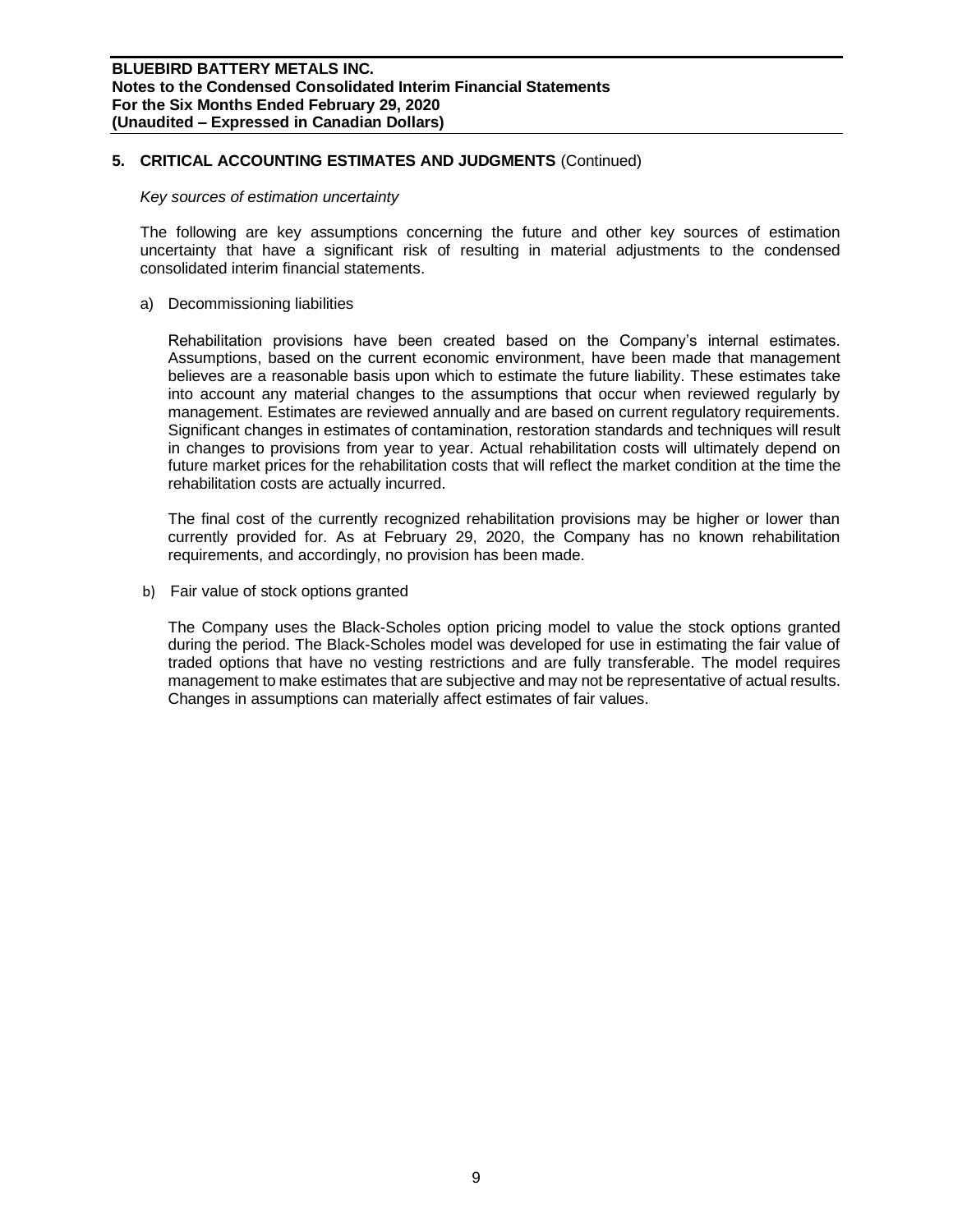## 5. CRITICAL ACCOUNTING ESTIMATES AND JUDGMENTS (Continued)

*Key sources of estimation uncertainty*

The following are key assumptions concerning the future and other key sources of estimation uncertainty that have a significant risk of resulting in material adjustments to the condensed consolidated interim financial statements.

a) Decommissioning liabilities

Rehabilitation provisions have been created based on the Company's internal estimates. Assumptions, based on the current economic environment, have been made that management believes are a reasonable basis upon which to estimate the future liability. These estimates take into account any material changes to the assumptions that occur when reviewed regularly by management. Estimates are reviewed annually and are based on current regulatory requirements. Significant changes in estimates of contamination, restoration standards and techniques will result in changes to provisions from year to year. Actual rehabilitation costs will ultimately depend on future market prices for the rehabilitation costs that will reflect the market condition at the time the rehabilitation costs are actually incurred.

The final cost of the currently recognized rehabilitation provisions may be higher or lower than currently provided for. As at February 29, 2020, the Company has no known rehabilitation requirements, and accordingly, no provision has been made.

b) Fair value of stock options granted

The Company uses the Black-Scholes option pricing model to value the stock options granted during the period. The Black-Scholes model was developed for use in estimating the fair value of traded options that have no vesting restrictions and are fully transferable. The model requires management to make estimates that are subjective and may not be representative of actual results. Changes in assumptions can materially affect estimates of fair values.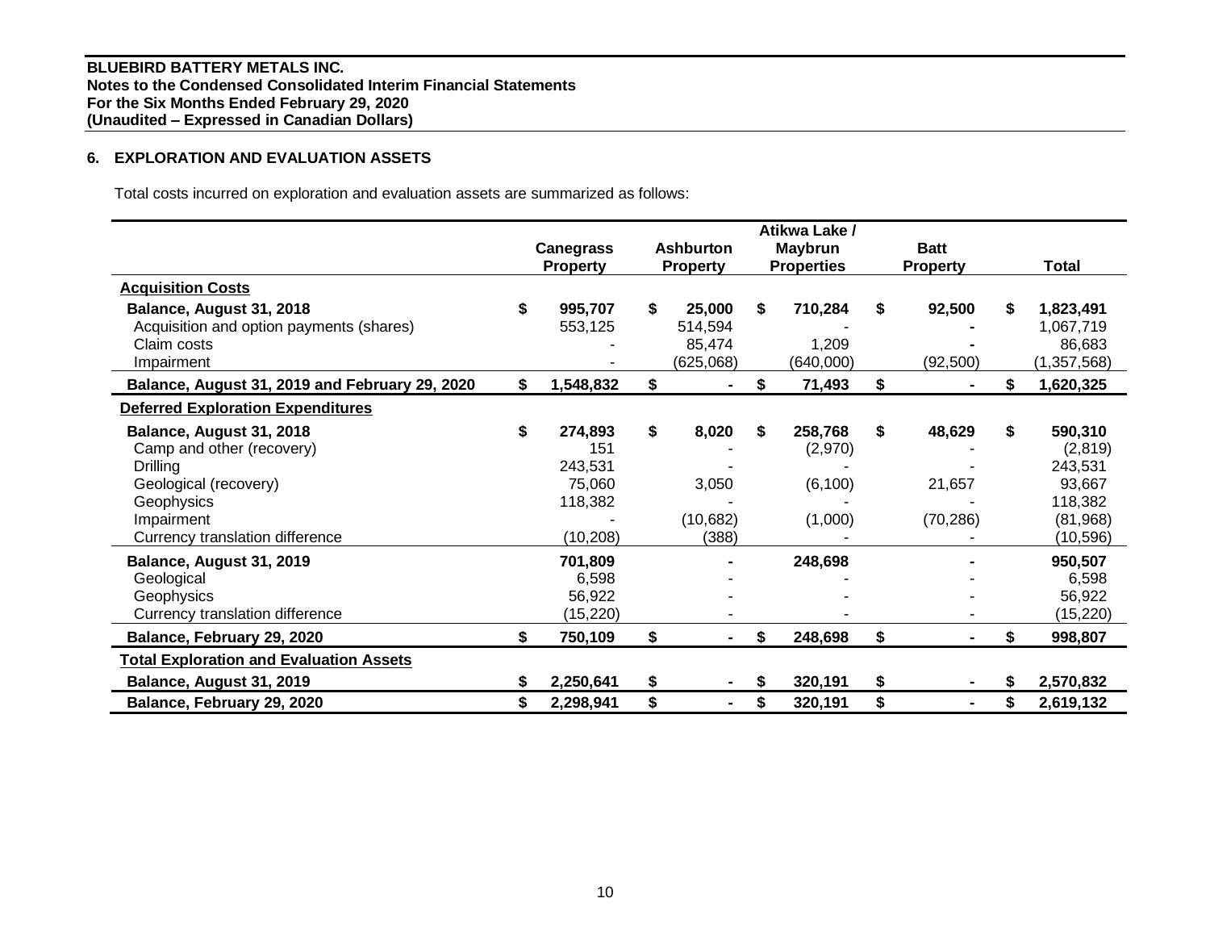**BLUEBIRD BATTERY METALS INC.**
**Notes to the Condensed Consolidated Interim Financial Statements**
**For the Six Months Ended February 29, 2020**
**(Unaudited – Expressed in Canadian Dollars)**

## 6. EXPLORATION AND EVALUATION ASSETS

Total costs incurred on exploration and evaluation assets are summarized as follows:

| | Canegrass Property | Ashburton Property | Atikwa Lake / Maybrun Properties | Batt Property | Total |
|---|---|---|---|---|---|
| **Acquisition Costs** | | | | | |
| **Balance, August 31, 2018** | **$ 995,707** | **$ 25,000** | **$ 710,284** | **$ 92,500** | **$ 1,823,491** |
| Acquisition and option payments (shares) | 553,125 | 514,594 | - | - | 1,067,719 |
| Claim costs | - | 85,474 | 1,209 | - | 86,683 |
| Impairment | - | (625,068) | (640,000) | (92,500) | (1,357,568) |
| **Balance, August 31, 2019 and February 29, 2020** | **$ 1,548,832** | **$ -** | **$ 71,493** | **$ -** | **$ 1,620,325** |
| **Deferred Exploration Expenditures** | | | | | |
| **Balance, August 31, 2018** | **$ 274,893** | **$ 8,020** | **$ 258,768** | **$ 48,629** | **$ 590,310** |
| Camp and other (recovery) | 151 | - | (2,970) | - | (2,819) |
| Drilling | 243,531 | - | - | - | 243,531 |
| Geological (recovery) | 75,060 | 3,050 | (6,100) | 21,657 | 93,667 |
| Geophysics | 118,382 | - | - | - | 118,382 |
| Impairment | - | (10,682) | (1,000) | (70,286) | (81,968) |
| Currency translation difference | (10,208) | (388) | - | - | (10,596) |
| **Balance, August 31, 2019** | **701,809** | **-** | **248,698** | **-** | **950,507** |
| Geological | 6,598 | - | - | - | 6,598 |
| Geophysics | 56,922 | - | - | - | 56,922 |
| Currency translation difference | (15,220) | - | - | - | (15,220) |
| **Balance, February 29, 2020** | **$ 750,109** | **$ -** | **$ 248,698** | **$ -** | **$ 998,807** |
| **Total Exploration and Evaluation Assets** | | | | | |
| **Balance, August 31, 2019** | **$ 2,250,641** | **$ -** | **$ 320,191** | **$ -** | **$ 2,570,832** |
| **Balance, February 29, 2020** | **$ 2,298,941** | **$ -** | **$ 320,191** | **$ -** | **$ 2,619,132** |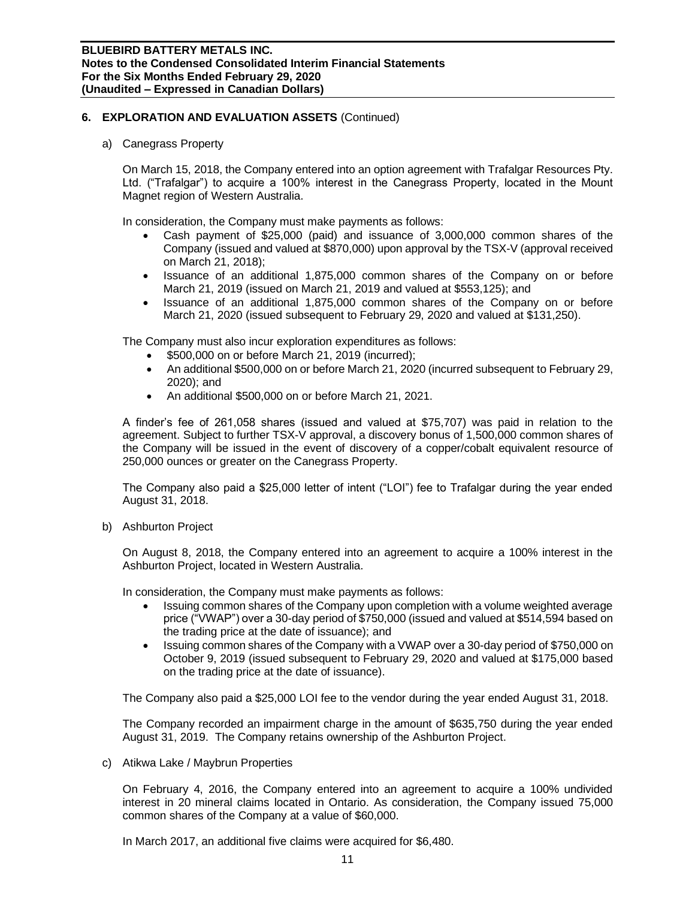## 6. EXPLORATION AND EVALUATION ASSETS (Continued)

a) Canegrass Property

On March 15, 2018, the Company entered into an option agreement with Trafalgar Resources Pty. Ltd. ("Trafalgar") to acquire a 100% interest in the Canegrass Property, located in the Mount Magnet region of Western Australia.

In consideration, the Company must make payments as follows:

- Cash payment of $25,000 (paid) and issuance of 3,000,000 common shares of the Company (issued and valued at $870,000) upon approval by the TSX-V (approval received on March 21, 2018);
- Issuance of an additional 1,875,000 common shares of the Company on or before March 21, 2019 (issued on March 21, 2019 and valued at $553,125); and
- Issuance of an additional 1,875,000 common shares of the Company on or before March 21, 2020 (issued subsequent to February 29, 2020 and valued at $131,250).

The Company must also incur exploration expenditures as follows:

- $500,000 on or before March 21, 2019 (incurred);
- An additional $500,000 on or before March 21, 2020 (incurred subsequent to February 29, 2020); and
- An additional $500,000 on or before March 21, 2021.

A finder's fee of 261,058 shares (issued and valued at $75,707) was paid in relation to the agreement. Subject to further TSX-V approval, a discovery bonus of 1,500,000 common shares of the Company will be issued in the event of discovery of a copper/cobalt equivalent resource of 250,000 ounces or greater on the Canegrass Property.

The Company also paid a $25,000 letter of intent ("LOI") fee to Trafalgar during the year ended August 31, 2018.

b) Ashburton Project

On August 8, 2018, the Company entered into an agreement to acquire a 100% interest in the Ashburton Project, located in Western Australia.

In consideration, the Company must make payments as follows:

- Issuing common shares of the Company upon completion with a volume weighted average price ("VWAP") over a 30-day period of $750,000 (issued and valued at $514,594 based on the trading price at the date of issuance); and
- Issuing common shares of the Company with a VWAP over a 30-day period of $750,000 on October 9, 2019 (issued subsequent to February 29, 2020 and valued at $175,000 based on the trading price at the date of issuance).

The Company also paid a $25,000 LOI fee to the vendor during the year ended August 31, 2018.

The Company recorded an impairment charge in the amount of $635,750 during the year ended August 31, 2019. The Company retains ownership of the Ashburton Project.

c) Atikwa Lake / Maybrun Properties

On February 4, 2016, the Company entered into an agreement to acquire a 100% undivided interest in 20 mineral claims located in Ontario. As consideration, the Company issued 75,000 common shares of the Company at a value of $60,000.

In March 2017, an additional five claims were acquired for $6,480.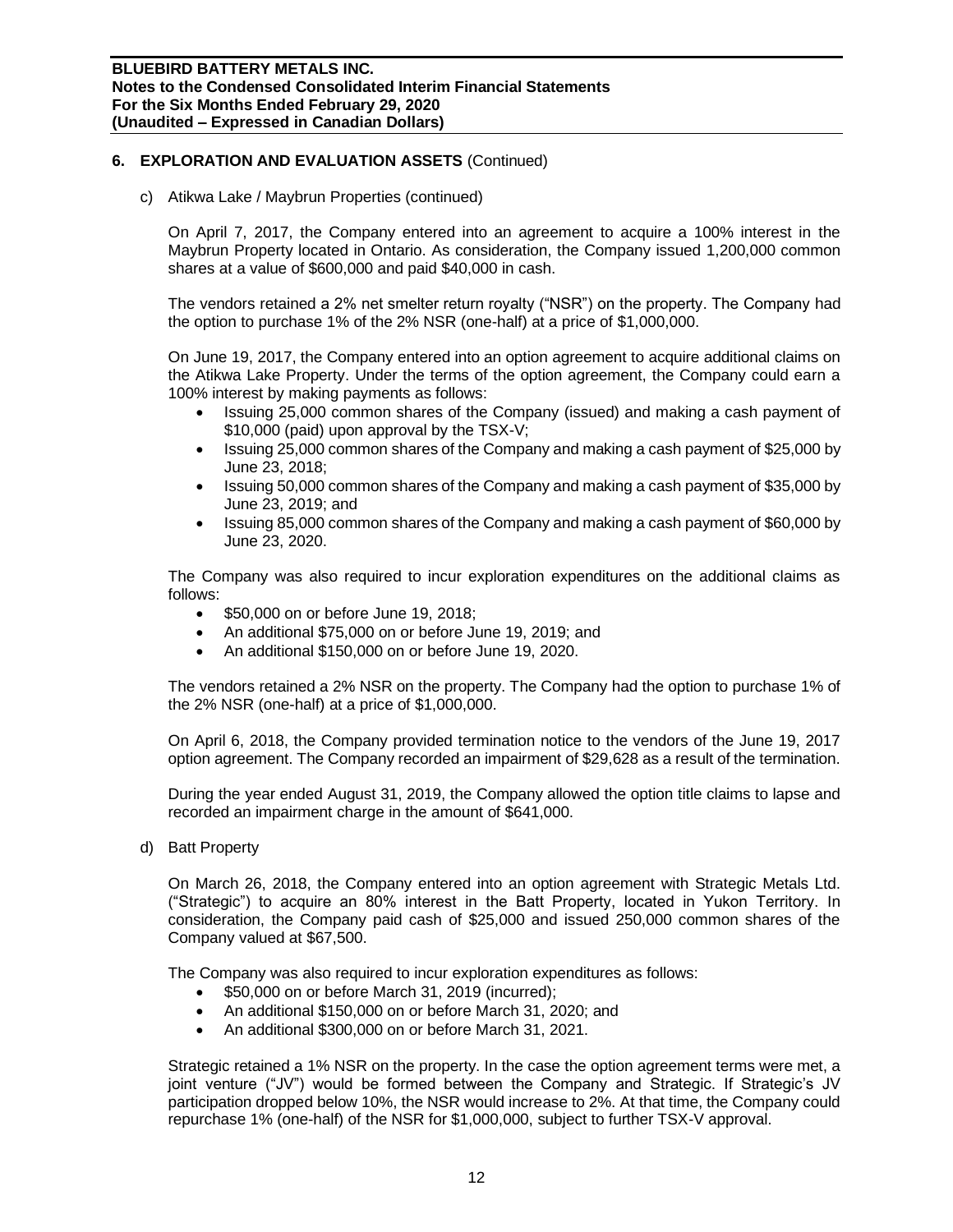## 6. EXPLORATION AND EVALUATION ASSETS (Continued)

c) Atikwa Lake / Maybrun Properties (continued)

On April 7, 2017, the Company entered into an agreement to acquire a 100% interest in the Maybrun Property located in Ontario. As consideration, the Company issued 1,200,000 common shares at a value of $600,000 and paid $40,000 in cash.

The vendors retained a 2% net smelter return royalty ("NSR") on the property. The Company had the option to purchase 1% of the 2% NSR (one-half) at a price of $1,000,000.

On June 19, 2017, the Company entered into an option agreement to acquire additional claims on the Atikwa Lake Property. Under the terms of the option agreement, the Company could earn a 100% interest by making payments as follows:

- Issuing 25,000 common shares of the Company (issued) and making a cash payment of $10,000 (paid) upon approval by the TSX-V;
- Issuing 25,000 common shares of the Company and making a cash payment of $25,000 by June 23, 2018;
- Issuing 50,000 common shares of the Company and making a cash payment of $35,000 by June 23, 2019; and
- Issuing 85,000 common shares of the Company and making a cash payment of $60,000 by June 23, 2020.

The Company was also required to incur exploration expenditures on the additional claims as follows:

- $50,000 on or before June 19, 2018;
- An additional $75,000 on or before June 19, 2019; and
- An additional $150,000 on or before June 19, 2020.

The vendors retained a 2% NSR on the property. The Company had the option to purchase 1% of the 2% NSR (one-half) at a price of $1,000,000.

On April 6, 2018, the Company provided termination notice to the vendors of the June 19, 2017 option agreement. The Company recorded an impairment of $29,628 as a result of the termination.

During the year ended August 31, 2019, the Company allowed the option title claims to lapse and recorded an impairment charge in the amount of $641,000.

d) Batt Property

On March 26, 2018, the Company entered into an option agreement with Strategic Metals Ltd. ("Strategic") to acquire an 80% interest in the Batt Property, located in Yukon Territory. In consideration, the Company paid cash of $25,000 and issued 250,000 common shares of the Company valued at $67,500.

The Company was also required to incur exploration expenditures as follows:

- $50,000 on or before March 31, 2019 (incurred);
- An additional $150,000 on or before March 31, 2020; and
- An additional $300,000 on or before March 31, 2021.

Strategic retained a 1% NSR on the property. In the case the option agreement terms were met, a joint venture ("JV") would be formed between the Company and Strategic. If Strategic's JV participation dropped below 10%, the NSR would increase to 2%. At that time, the Company could repurchase 1% (one-half) of the NSR for $1,000,000, subject to further TSX-V approval.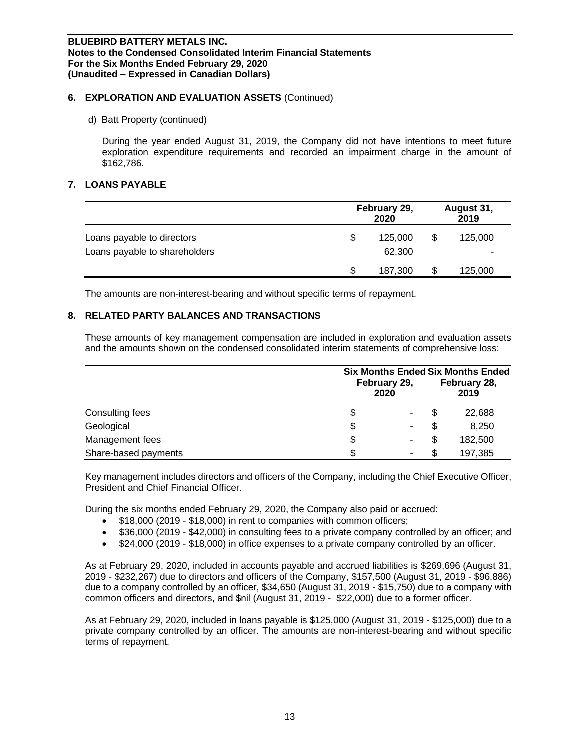## 6. EXPLORATION AND EVALUATION ASSETS (Continued)

d) Batt Property (continued)

During the year ended August 31, 2019, the Company did not have intentions to meet future exploration expenditure requirements and recorded an impairment charge in the amount of $162,786.

## 7. LOANS PAYABLE

| | February 29, 2020 | August 31, 2019 |
|---|---|---|
| Loans payable to directors | $ 125,000 | $ 125,000 |
| Loans payable to shareholders | 62,300 | - |
| | $ 187,300 | $ 125,000 |

The amounts are non-interest-bearing and without specific terms of repayment.

## 8. RELATED PARTY BALANCES AND TRANSACTIONS

These amounts of key management compensation are included in exploration and evaluation assets and the amounts shown on the condensed consolidated interim statements of comprehensive loss:

| | Six Months Ended February 29, 2020 | Six Months Ended February 28, 2019 |
|---|---|---|
| Consulting fees | $ - | $ 22,688 |
| Geological | $ - | $ 8,250 |
| Management fees | $ - | $ 182,500 |
| Share-based payments | $ - | $ 197,385 |

Key management includes directors and officers of the Company, including the Chief Executive Officer, President and Chief Financial Officer.

During the six months ended February 29, 2020, the Company also paid or accrued:

- $18,000 (2019 - $18,000) in rent to companies with common officers;
- $36,000 (2019 - $42,000) in consulting fees to a private company controlled by an officer; and
- $24,000 (2019 - $18,000) in office expenses to a private company controlled by an officer.

As at February 29, 2020, included in accounts payable and accrued liabilities is $269,696 (August 31, 2019 - $232,267) due to directors and officers of the Company, $157,500 (August 31, 2019 - $96,886) due to a company controlled by an officer, $34,650 (August 31, 2019 - $15,750) due to a company with common officers and directors, and $nil (August 31, 2019 - $22,000) due to a former officer.

As at February 29, 2020, included in loans payable is $125,000 (August 31, 2019 - $125,000) due to a private company controlled by an officer. The amounts are non-interest-bearing and without specific terms of repayment.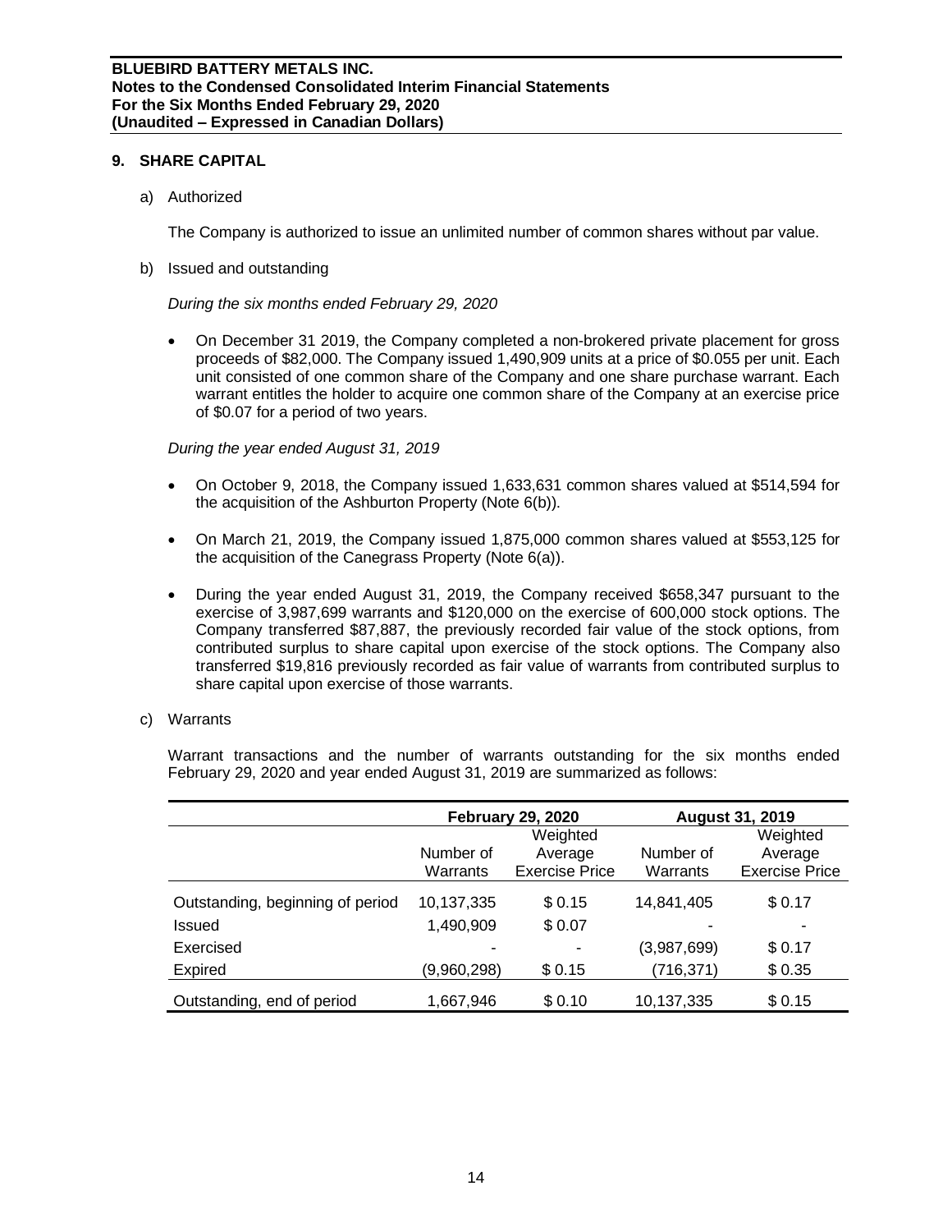## 9. SHARE CAPITAL

a) Authorized

The Company is authorized to issue an unlimited number of common shares without par value.

b) Issued and outstanding

*During the six months ended February 29, 2020*

- On December 31 2019, the Company completed a non-brokered private placement for gross proceeds of \$82,000. The Company issued 1,490,909 units at a price of \$0.055 per unit. Each unit consisted of one common share of the Company and one share purchase warrant. Each warrant entitles the holder to acquire one common share of the Company at an exercise price of \$0.07 for a period of two years.

*During the year ended August 31, 2019*

- On October 9, 2018, the Company issued 1,633,631 common shares valued at \$514,594 for the acquisition of the Ashburton Property (Note 6(b)).
- On March 21, 2019, the Company issued 1,875,000 common shares valued at \$553,125 for the acquisition of the Canegrass Property (Note 6(a)).
- During the year ended August 31, 2019, the Company received \$658,347 pursuant to the exercise of 3,987,699 warrants and \$120,000 on the exercise of 600,000 stock options. The Company transferred \$87,887, the previously recorded fair value of the stock options, from contributed surplus to share capital upon exercise of the stock options. The Company also transferred \$19,816 previously recorded as fair value of warrants from contributed surplus to share capital upon exercise of those warrants.

c) Warrants

Warrant transactions and the number of warrants outstanding for the six months ended February 29, 2020 and year ended August 31, 2019 are summarized as follows:

| | February 29, 2020 | | August 31, 2019 | |
|---|---|---|---|---|
| | Number of Warrants | Weighted Average Exercise Price | Number of Warrants | Weighted Average Exercise Price |
| Outstanding, beginning of period | 10,137,335 | \$ 0.15 | 14,841,405 | \$ 0.17 |
| Issued | 1,490,909 | \$ 0.07 | - | - |
| Exercised | - | - | (3,987,699) | \$ 0.17 |
| Expired | (9,960,298) | \$ 0.15 | (716,371) | \$ 0.35 |
| Outstanding, end of period | 1,667,946 | \$ 0.10 | 10,137,335 | \$ 0.15 |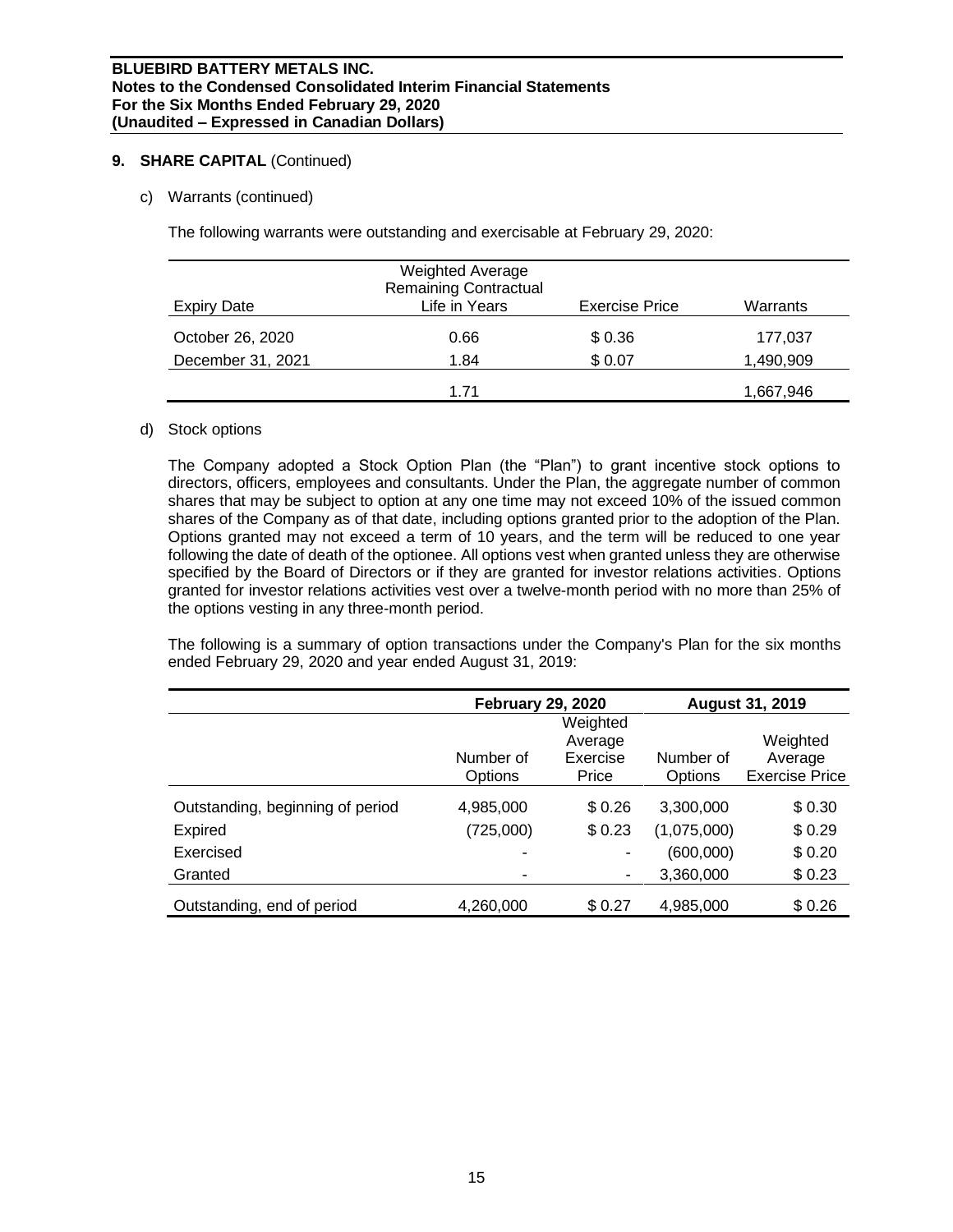## 9. SHARE CAPITAL (Continued)

c) Warrants (continued)

The following warrants were outstanding and exercisable at February 29, 2020:

| Expiry Date | Weighted Average Remaining Contractual Life in Years | Exercise Price | Warrants |
|---|---|---|---|
| October 26, 2020 | 0.66 | $ 0.36 | 177,037 |
| December 31, 2021 | 1.84 | $ 0.07 | 1,490,909 |
| | 1.71 | | 1,667,946 |

d) Stock options

The Company adopted a Stock Option Plan (the "Plan") to grant incentive stock options to directors, officers, employees and consultants. Under the Plan, the aggregate number of common shares that may be subject to option at any one time may not exceed 10% of the issued common shares of the Company as of that date, including options granted prior to the adoption of the Plan. Options granted may not exceed a term of 10 years, and the term will be reduced to one year following the date of death of the optionee. All options vest when granted unless they are otherwise specified by the Board of Directors or if they are granted for investor relations activities. Options granted for investor relations activities vest over a twelve-month period with no more than 25% of the options vesting in any three-month period.

The following is a summary of option transactions under the Company's Plan for the six months ended February 29, 2020 and year ended August 31, 2019:

| | February 29, 2020 | | August 31, 2019 | |
|---|---|---|---|---|
| | Number of Options | Weighted Average Exercise Price | Number of Options | Weighted Average Exercise Price |
| Outstanding, beginning of period | 4,985,000 | $ 0.26 | 3,300,000 | $ 0.30 |
| Expired | (725,000) | $ 0.23 | (1,075,000) | $ 0.29 |
| Exercised | - | - | (600,000) | $ 0.20 |
| Granted | - | - | 3,360,000 | $ 0.23 |
| Outstanding, end of period | 4,260,000 | $ 0.27 | 4,985,000 | $ 0.26 |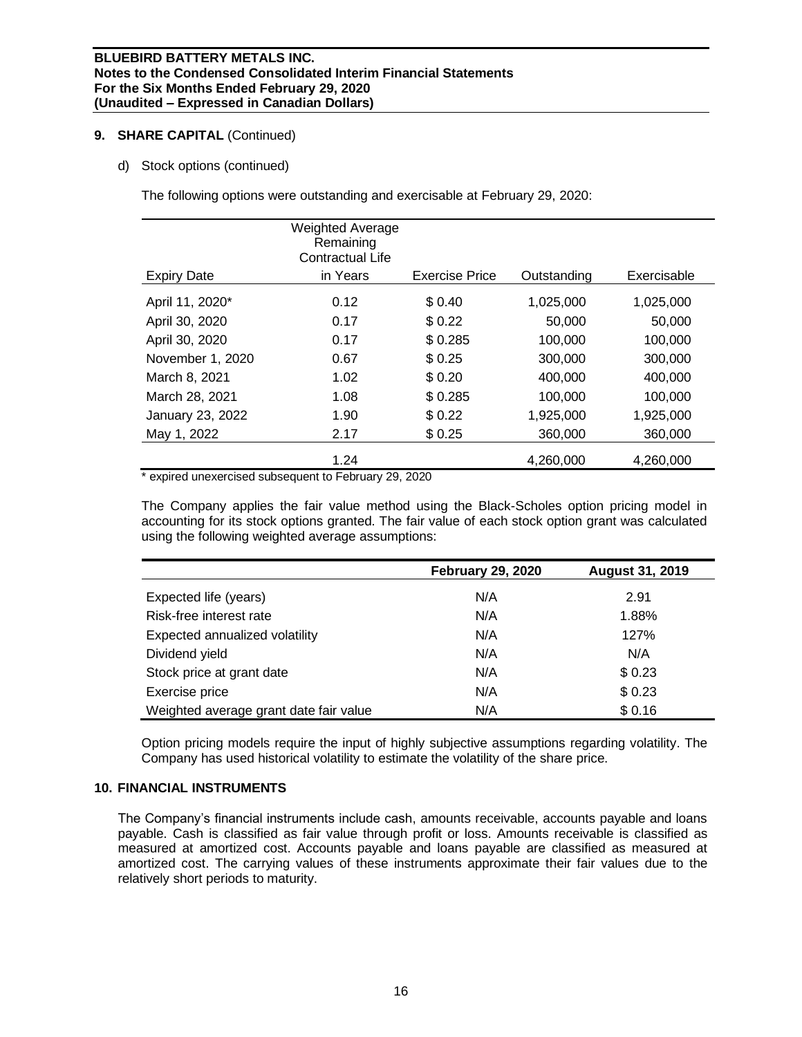## 9. SHARE CAPITAL (Continued)

d) Stock options (continued)

The following options were outstanding and exercisable at February 29, 2020:

| Expiry Date | Weighted Average Remaining Contractual Life in Years | Exercise Price | Outstanding | Exercisable |
|---|---|---|---|---|
| April 11, 2020* | 0.12 | $ 0.40 | 1,025,000 | 1,025,000 |
| April 30, 2020 | 0.17 | $ 0.22 | 50,000 | 50,000 |
| April 30, 2020 | 0.17 | $ 0.285 | 100,000 | 100,000 |
| November 1, 2020 | 0.67 | $ 0.25 | 300,000 | 300,000 |
| March 8, 2021 | 1.02 | $ 0.20 | 400,000 | 400,000 |
| March 28, 2021 | 1.08 | $ 0.285 | 100,000 | 100,000 |
| January 23, 2022 | 1.90 | $ 0.22 | 1,925,000 | 1,925,000 |
| May 1, 2022 | 2.17 | $ 0.25 | 360,000 | 360,000 |
| | 1.24 | | 4,260,000 | 4,260,000 |

* expired unexercised subsequent to February 29, 2020

The Company applies the fair value method using the Black-Scholes option pricing model in accounting for its stock options granted. The fair value of each stock option grant was calculated using the following weighted average assumptions:

| | February 29, 2020 | August 31, 2019 |
|---|---|---|
| Expected life (years) | N/A | 2.91 |
| Risk-free interest rate | N/A | 1.88% |
| Expected annualized volatility | N/A | 127% |
| Dividend yield | N/A | N/A |
| Stock price at grant date | N/A | $ 0.23 |
| Exercise price | N/A | $ 0.23 |
| Weighted average grant date fair value | N/A | $ 0.16 |

Option pricing models require the input of highly subjective assumptions regarding volatility. The Company has used historical volatility to estimate the volatility of the share price.

## 10. FINANCIAL INSTRUMENTS

The Company's financial instruments include cash, amounts receivable, accounts payable and loans payable. Cash is classified as fair value through profit or loss. Amounts receivable is classified as measured at amortized cost. Accounts payable and loans payable are classified as measured at amortized cost. The carrying values of these instruments approximate their fair values due to the relatively short periods to maturity.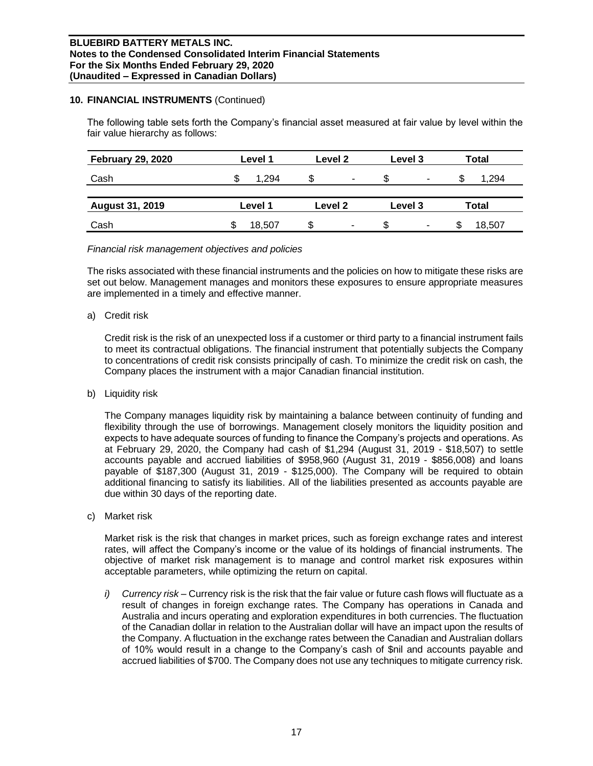## 10. FINANCIAL INSTRUMENTS (Continued)

The following table sets forth the Company's financial asset measured at fair value by level within the fair value hierarchy as follows:

| February 29, 2020 | Level 1 | Level 2 | Level 3 | Total |
|---|---|---|---|---|
| Cash | $ 1,294 | $ - | $ - | $ 1,294 |

| August 31, 2019 | Level 1 | Level 2 | Level 3 | Total |
|---|---|---|---|---|
| Cash | $ 18,507 | $ - | $ - | $ 18,507 |

*Financial risk management objectives and policies*

The risks associated with these financial instruments and the policies on how to mitigate these risks are set out below. Management manages and monitors these exposures to ensure appropriate measures are implemented in a timely and effective manner.

a) Credit risk

Credit risk is the risk of an unexpected loss if a customer or third party to a financial instrument fails to meet its contractual obligations. The financial instrument that potentially subjects the Company to concentrations of credit risk consists principally of cash. To minimize the credit risk on cash, the Company places the instrument with a major Canadian financial institution.

b) Liquidity risk

The Company manages liquidity risk by maintaining a balance between continuity of funding and flexibility through the use of borrowings. Management closely monitors the liquidity position and expects to have adequate sources of funding to finance the Company's projects and operations. As at February 29, 2020, the Company had cash of $1,294 (August 31, 2019 - $18,507) to settle accounts payable and accrued liabilities of $958,960 (August 31, 2019 - $856,008) and loans payable of $187,300 (August 31, 2019 - $125,000). The Company will be required to obtain additional financing to satisfy its liabilities. All of the liabilities presented as accounts payable are due within 30 days of the reporting date.

c) Market risk

Market risk is the risk that changes in market prices, such as foreign exchange rates and interest rates, will affect the Company's income or the value of its holdings of financial instruments. The objective of market risk management is to manage and control market risk exposures within acceptable parameters, while optimizing the return on capital.

*i) Currency risk* – Currency risk is the risk that the fair value or future cash flows will fluctuate as a result of changes in foreign exchange rates. The Company has operations in Canada and Australia and incurs operating and exploration expenditures in both currencies. The fluctuation of the Canadian dollar in relation to the Australian dollar will have an impact upon the results of the Company. A fluctuation in the exchange rates between the Canadian and Australian dollars of 10% would result in a change to the Company's cash of $nil and accounts payable and accrued liabilities of $700. The Company does not use any techniques to mitigate currency risk.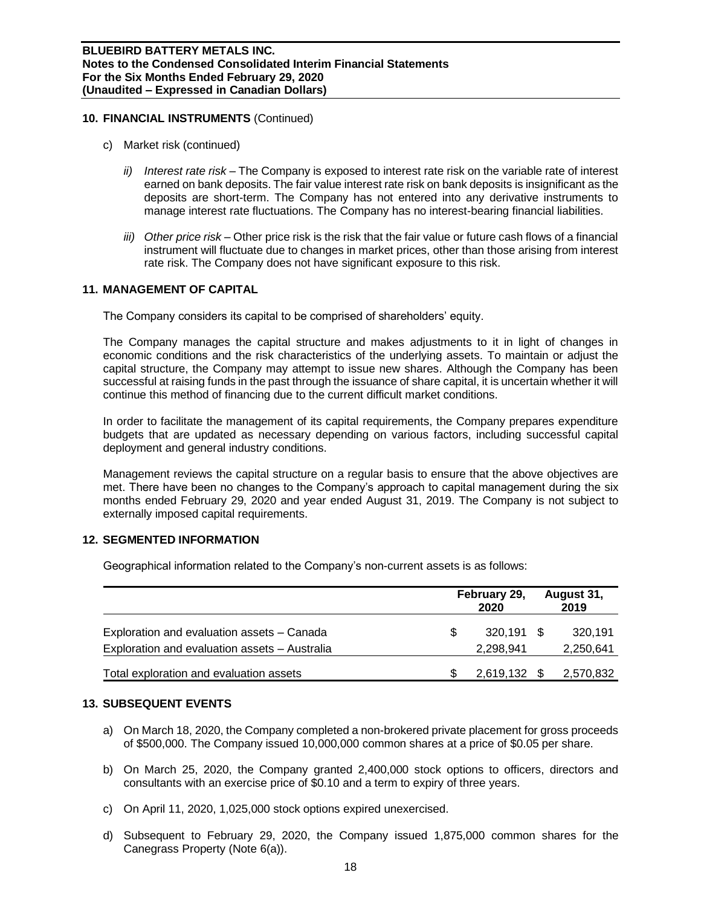## 10. FINANCIAL INSTRUMENTS (Continued)

c) Market risk (continued)

   *ii) Interest rate risk* – The Company is exposed to interest rate risk on the variable rate of interest earned on bank deposits. The fair value interest rate risk on bank deposits is insignificant as the deposits are short-term. The Company has not entered into any derivative instruments to manage interest rate fluctuations. The Company has no interest-bearing financial liabilities.

   *iii) Other price risk* – Other price risk is the risk that the fair value or future cash flows of a financial instrument will fluctuate due to changes in market prices, other than those arising from interest rate risk. The Company does not have significant exposure to this risk.

## 11. MANAGEMENT OF CAPITAL

The Company considers its capital to be comprised of shareholders' equity.

The Company manages the capital structure and makes adjustments to it in light of changes in economic conditions and the risk characteristics of the underlying assets. To maintain or adjust the capital structure, the Company may attempt to issue new shares. Although the Company has been successful at raising funds in the past through the issuance of share capital, it is uncertain whether it will continue this method of financing due to the current difficult market conditions.

In order to facilitate the management of its capital requirements, the Company prepares expenditure budgets that are updated as necessary depending on various factors, including successful capital deployment and general industry conditions.

Management reviews the capital structure on a regular basis to ensure that the above objectives are met. There have been no changes to the Company's approach to capital management during the six months ended February 29, 2020 and year ended August 31, 2019. The Company is not subject to externally imposed capital requirements.

## 12. SEGMENTED INFORMATION

Geographical information related to the Company's non-current assets is as follows:

| | February 29, 2020 | August 31, 2019 |
|---|---|---|
| Exploration and evaluation assets – Canada | $ 320,191 | $ 320,191 |
| Exploration and evaluation assets – Australia | 2,298,941 | 2,250,641 |
| Total exploration and evaluation assets | $ 2,619,132 | $ 2,570,832 |

## 13. SUBSEQUENT EVENTS

a) On March 18, 2020, the Company completed a non-brokered private placement for gross proceeds of $500,000. The Company issued 10,000,000 common shares at a price of $0.05 per share.

b) On March 25, 2020, the Company granted 2,400,000 stock options to officers, directors and consultants with an exercise price of $0.10 and a term to expiry of three years.

c) On April 11, 2020, 1,025,000 stock options expired unexercised.

d) Subsequent to February 29, 2020, the Company issued 1,875,000 common shares for the Canegrass Property (Note 6(a)).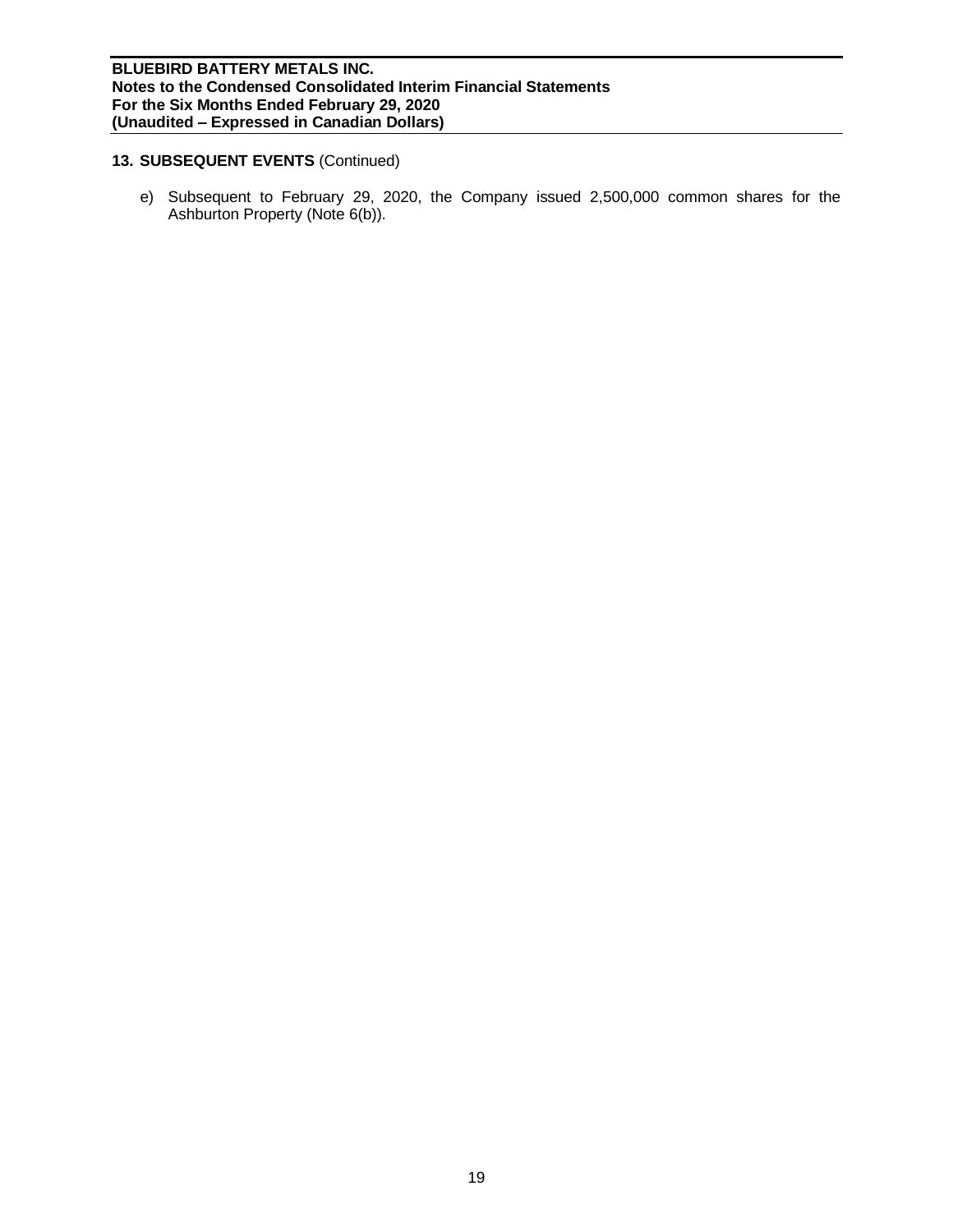## 13. SUBSEQUENT EVENTS (Continued)

e) Subsequent to February 29, 2020, the Company issued 2,500,000 common shares for the Ashburton Property (Note 6(b)).